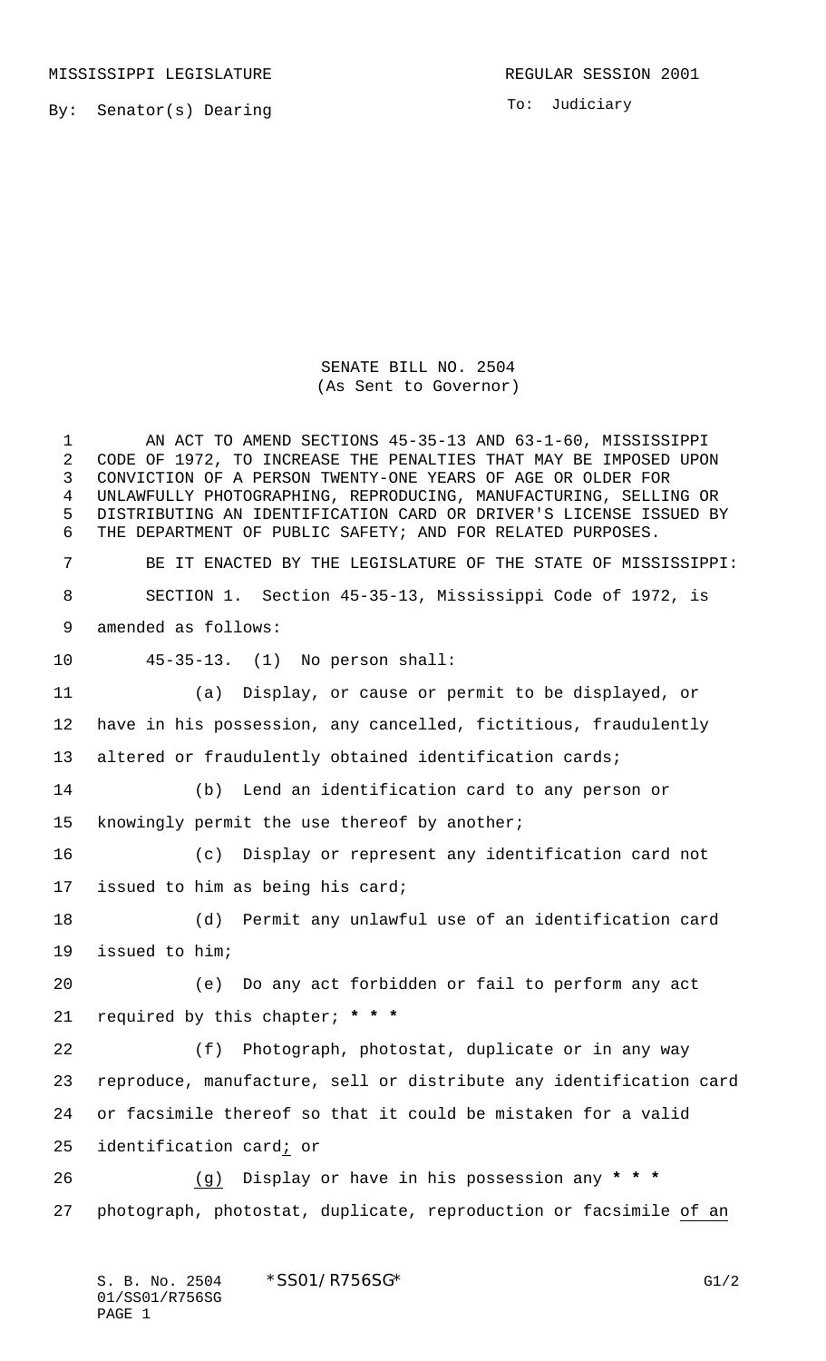MISSISSIPPI LEGISLATURE REGULAR SESSION 2001

By: Senator(s) Dearing

To: Judiciary

SENATE BILL NO. 2504
(As Sent to Governor)

AN ACT TO AMEND SECTIONS 45-35-13 AND 63-1-60, MISSISSIPPI CODE OF 1972, TO INCREASE THE PENALTIES THAT MAY BE IMPOSED UPON CONVICTION OF A PERSON TWENTY-ONE YEARS OF AGE OR OLDER FOR UNLAWFULLY PHOTOGRAPHING, REPRODUCING, MANUFACTURING, SELLING OR DISTRIBUTING AN IDENTIFICATION CARD OR DRIVER'S LICENSE ISSUED BY THE DEPARTMENT OF PUBLIC SAFETY; AND FOR RELATED PURPOSES.

BE IT ENACTED BY THE LEGISLATURE OF THE STATE OF MISSISSIPPI:

SECTION 1. Section 45-35-13, Mississippi Code of 1972, is amended as follows:

45-35-13. (1) No person shall:

(a) Display, or cause or permit to be displayed, or have in his possession, any cancelled, fictitious, fraudulently altered or fraudulently obtained identification cards;

(b) Lend an identification card to any person or knowingly permit the use thereof by another;

(c) Display or represent any identification card not issued to him as being his card;

(d) Permit any unlawful use of an identification card issued to him;

(e) Do any act forbidden or fail to perform any act required by this chapter; * * *

(f) Photograph, photostat, duplicate or in any way reproduce, manufacture, sell or distribute any identification card or facsimile thereof so that it could be mistaken for a valid identification card; or

(g) Display or have in his possession any * * * photograph, photostat, duplicate, reproduction or facsimile of an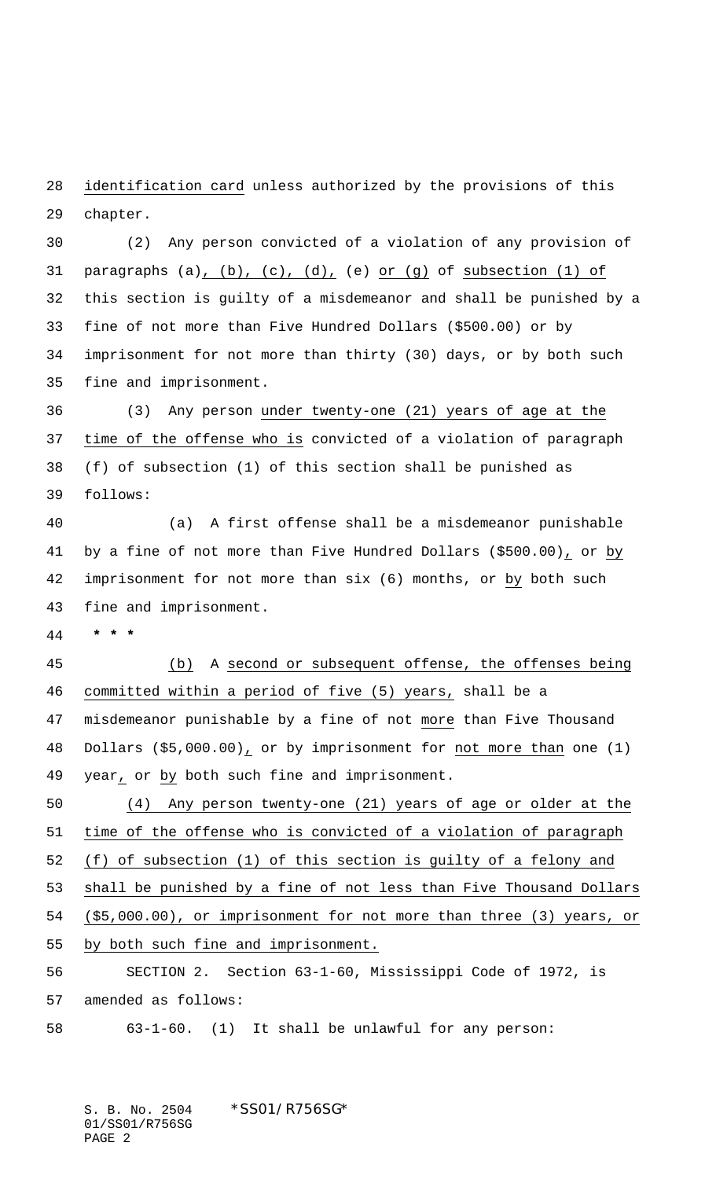identification card unless authorized by the provisions of this chapter.

(2) Any person convicted of a violation of any provision of paragraphs (a), (b), (c), (d), (e) or (g) of subsection (1) of this section is guilty of a misdemeanor and shall be punished by a fine of not more than Five Hundred Dollars ($500.00) or by imprisonment for not more than thirty (30) days, or by both such fine and imprisonment.

(3) Any person under twenty-one (21) years of age at the time of the offense who is convicted of a violation of paragraph (f) of subsection (1) of this section shall be punished as follows:

(a) A first offense shall be a misdemeanor punishable by a fine of not more than Five Hundred Dollars ($500.00), or by imprisonment for not more than six (6) months, or by both such fine and imprisonment.

* * *

(b) A second or subsequent offense, the offenses being committed within a period of five (5) years, shall be a misdemeanor punishable by a fine of not more than Five Thousand Dollars ($5,000.00), or by imprisonment for not more than one (1) year, or by both such fine and imprisonment.

(4) Any person twenty-one (21) years of age or older at the time of the offense who is convicted of a violation of paragraph (f) of subsection (1) of this section is guilty of a felony and shall be punished by a fine of not less than Five Thousand Dollars ($5,000.00), or imprisonment for not more than three (3) years, or by both such fine and imprisonment.

SECTION 2. Section 63-1-60, Mississippi Code of 1972, is amended as follows:

63-1-60. (1) It shall be unlawful for any person: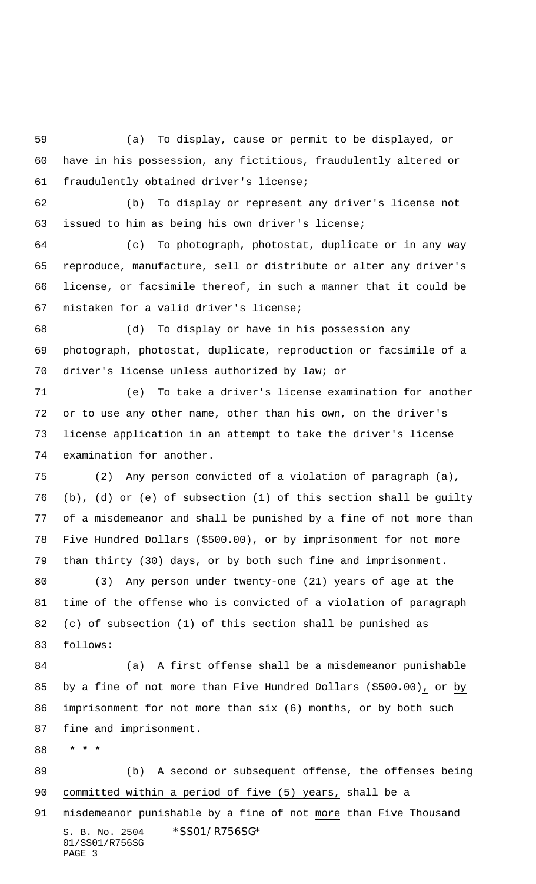(a) To display, cause or permit to be displayed, or have in his possession, any fictitious, fraudulently altered or fraudulently obtained driver's license;

(b) To display or represent any driver's license not issued to him as being his own driver's license;

(c) To photograph, photostat, duplicate or in any way reproduce, manufacture, sell or distribute or alter any driver's license, or facsimile thereof, in such a manner that it could be mistaken for a valid driver's license;

(d) To display or have in his possession any photograph, photostat, duplicate, reproduction or facsimile of a driver's license unless authorized by law; or

(e) To take a driver's license examination for another or to use any other name, other than his own, on the driver's license application in an attempt to take the driver's license examination for another.

(2) Any person convicted of a violation of paragraph (a), (b), (d) or (e) of subsection (1) of this section shall be guilty of a misdemeanor and shall be punished by a fine of not more than Five Hundred Dollars ($500.00), or by imprisonment for not more than thirty (30) days, or by both such fine and imprisonment.

(3) Any person under twenty-one (21) years of age at the time of the offense who is convicted of a violation of paragraph (c) of subsection (1) of this section shall be punished as follows:

(a) A first offense shall be a misdemeanor punishable by a fine of not more than Five Hundred Dollars ($500.00), or by imprisonment for not more than six (6) months, or by both such fine and imprisonment.

* * *

(b) A second or subsequent offense, the offenses being committed within a period of five (5) years, shall be a misdemeanor punishable by a fine of not more than Five Thousand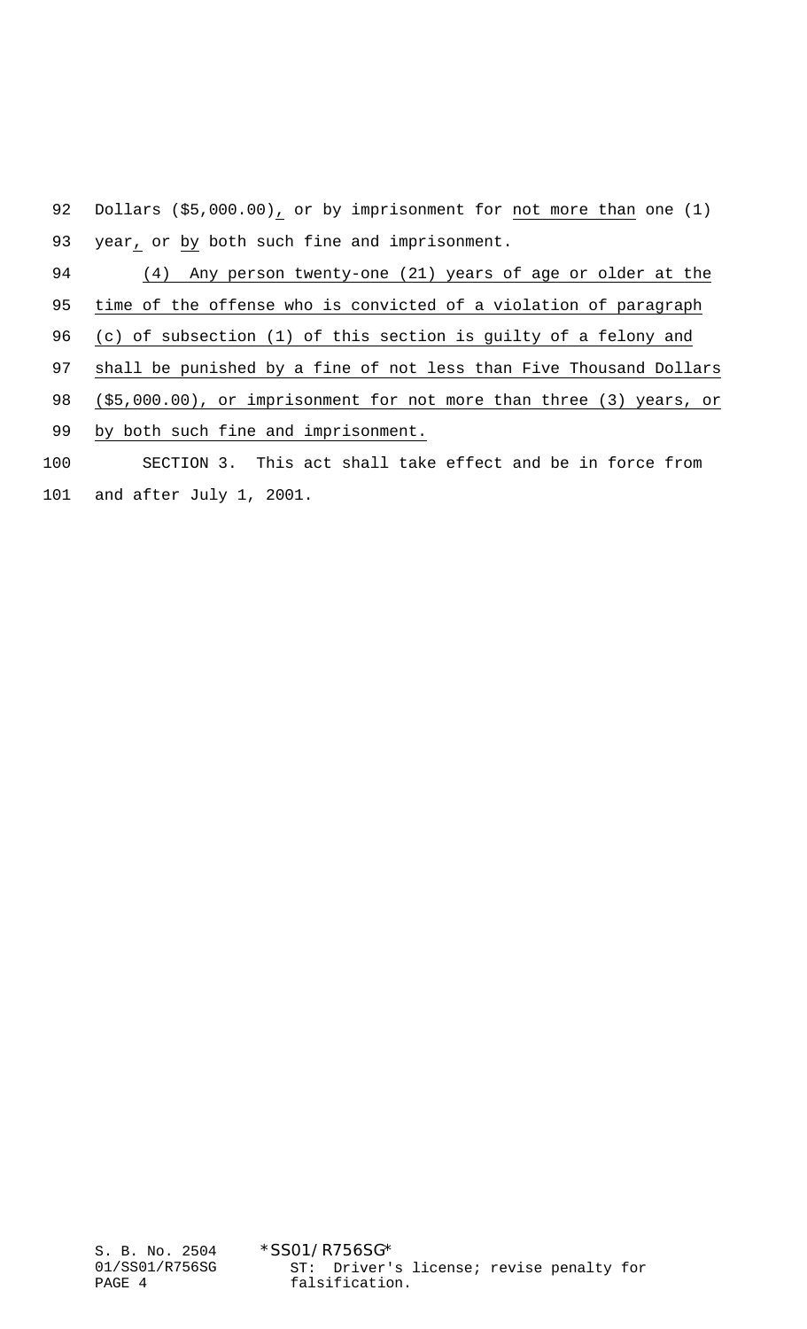Dollars ($5,000.00), or by imprisonment for not more than one (1) year, or by both such fine and imprisonment.

(4) Any person twenty-one (21) years of age or older at the time of the offense who is convicted of a violation of paragraph (c) of subsection (1) of this section is guilty of a felony and shall be punished by a fine of not less than Five Thousand Dollars ($5,000.00), or imprisonment for not more than three (3) years, or by both such fine and imprisonment.

SECTION 3. This act shall take effect and be in force from and after July 1, 2001.